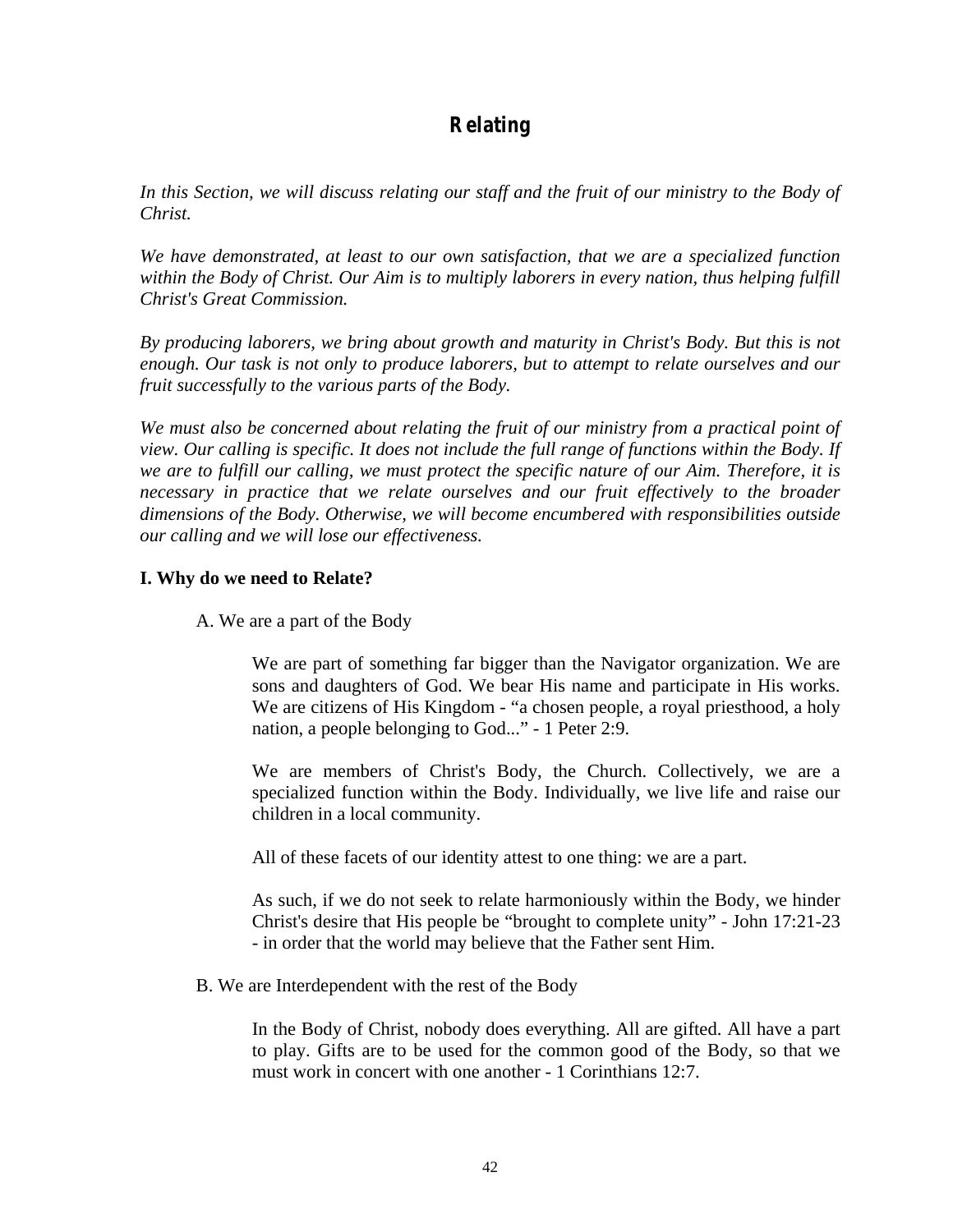# Relating

*In this Section, we will discuss relating our staff and the fruit of our ministry to the Body of Christ.*

*We have demonstrated, at least to our own satisfaction, that we are a specialized function within the Body of Christ. Our Aim is to multiply laborers in every nation, thus helping fulfill Christ's Great Commission.*

*By producing laborers, we bring about growth and maturity in Christ's Body. But this is not enough. Our task is not only to produce laborers, but to attempt to relate ourselves and our fruit successfully to the various parts of the Body.*

*We must also be concerned about relating the fruit of our ministry from a practical point of view. Our calling is specific. It does not include the full range of functions within the Body. If we are to fulfill our calling, we must protect the specific nature of our Aim. Therefore, it is necessary in practice that we relate ourselves and our fruit effectively to the broader dimensions of the Body. Otherwise, we will become encumbered with responsibilities outside our calling and we will lose our effectiveness.*

## I. Why do we need to Relate?

### A. We are a part of the Body

We are part of something far bigger than the Navigator organization. We are sons and daughters of God. We bear His name and participate in His works. We are citizens of His Kingdom - “a chosen people, a royal priesthood, a holy nation, a people belonging to God...” - 1 Peter 2:9.

We are members of Christ's Body, the Church. Collectively, we are a specialized function within the Body. Individually, we live life and raise our children in a local community.

All of these facets of our identity attest to one thing: we are a part.

As such, if we do not seek to relate harmoniously within the Body, we hinder Christ's desire that His people be “brought to complete unity” - John 17:21-23 - in order that the world may believe that the Father sent Him.

### B. We are Interdependent with the rest of the Body

In the Body of Christ, nobody does everything. All are gifted. All have a part to play. Gifts are to be used for the common good of the Body, so that we must work in concert with one another - 1 Corinthians 12:7.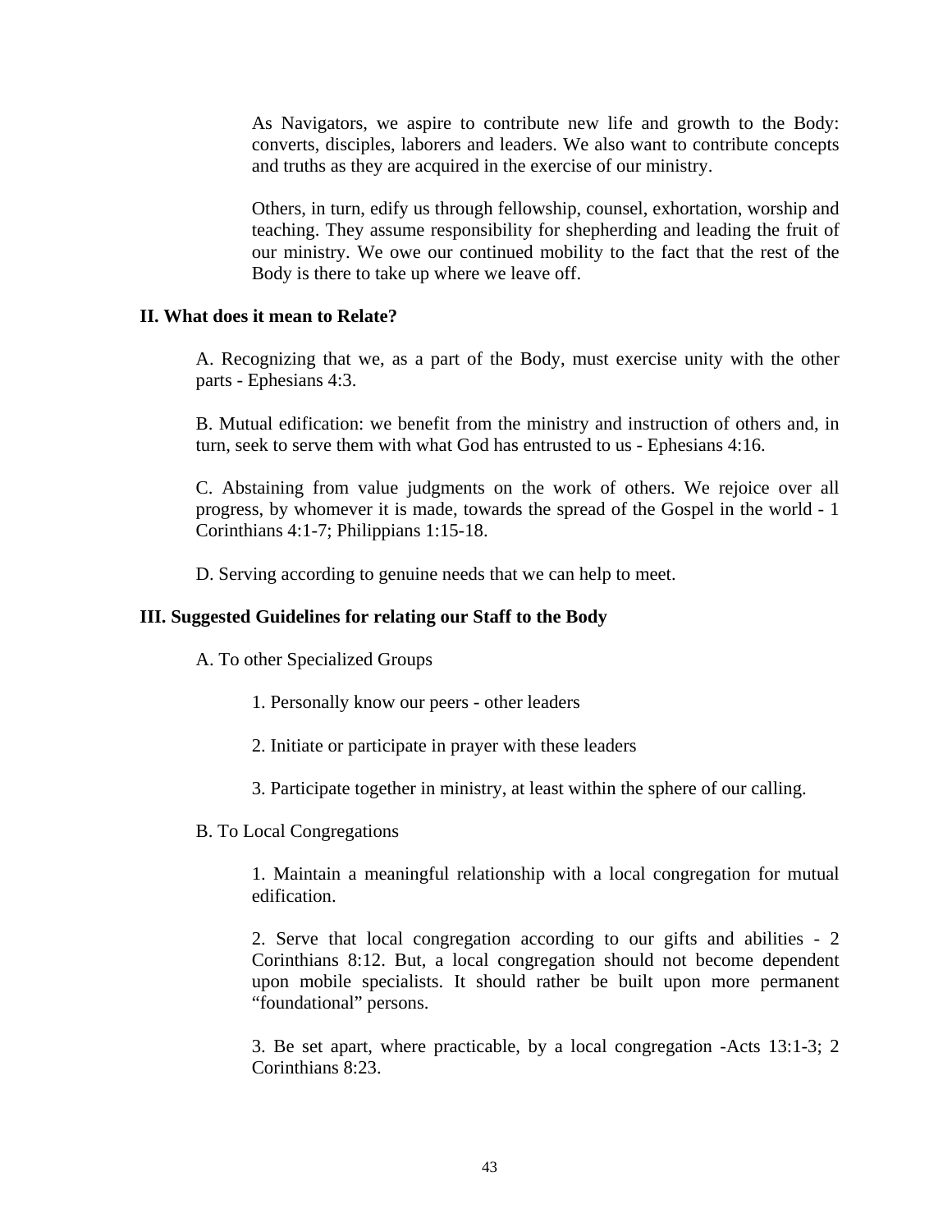As Navigators, we aspire to contribute new life and growth to the Body: converts, disciples, laborers and leaders. We also want to contribute concepts and truths as they are acquired in the exercise of our ministry.

Others, in turn, edify us through fellowship, counsel, exhortation, worship and teaching. They assume responsibility for shepherding and leading the fruit of our ministry. We owe our continued mobility to the fact that the rest of the Body is there to take up where we leave off.

**II. What does it mean to Relate?**

A. Recognizing that we, as a part of the Body, must exercise unity with the other parts - Ephesians 4:3.

B. Mutual edification: we benefit from the ministry and instruction of others and, in turn, seek to serve them with what God has entrusted to us - Ephesians 4:16.

C. Abstaining from value judgments on the work of others. We rejoice over all progress, by whomever it is made, towards the spread of the Gospel in the world - 1 Corinthians 4:1-7; Philippians 1:15-18.

D. Serving according to genuine needs that we can help to meet.

**III. Suggested Guidelines for relating our Staff to the Body**

A. To other Specialized Groups

1. Personally know our peers - other leaders

2. Initiate or participate in prayer with these leaders

3. Participate together in ministry, at least within the sphere of our calling.

B. To Local Congregations

1. Maintain a meaningful relationship with a local congregation for mutual edification.

2. Serve that local congregation according to our gifts and abilities - 2 Corinthians 8:12. But, a local congregation should not become dependent upon mobile specialists. It should rather be built upon more permanent "foundational" persons.

3. Be set apart, where practicable, by a local congregation -Acts 13:1-3; 2 Corinthians 8:23.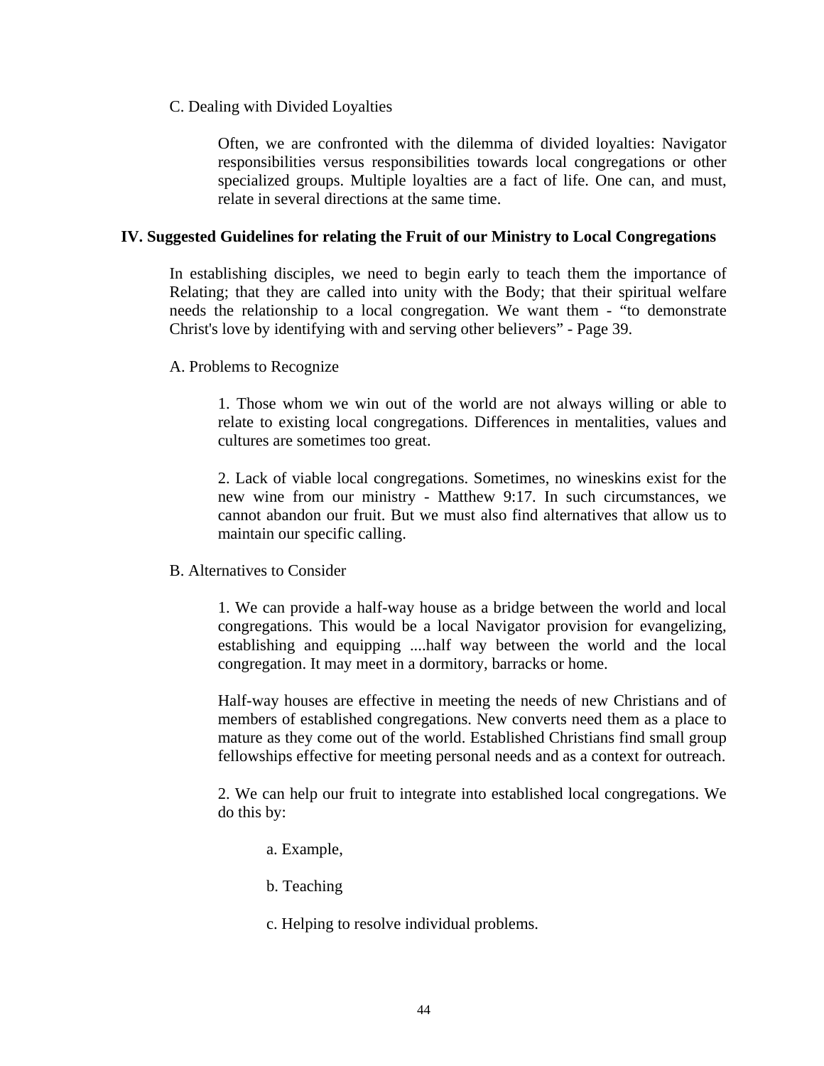C. Dealing with Divided Loyalties

Often, we are confronted with the dilemma of divided loyalties: Navigator responsibilities versus responsibilities towards local congregations or other specialized groups. Multiple loyalties are a fact of life. One can, and must, relate in several directions at the same time.

## IV. Suggested Guidelines for relating the Fruit of our Ministry to Local Congregations

In establishing disciples, we need to begin early to teach them the importance of Relating; that they are called into unity with the Body; that their spiritual welfare needs the relationship to a local congregation. We want them - "to demonstrate Christ's love by identifying with and serving other believers" - Page 39.

A. Problems to Recognize

1. Those whom we win out of the world are not always willing or able to relate to existing local congregations. Differences in mentalities, values and cultures are sometimes too great.

2. Lack of viable local congregations. Sometimes, no wineskins exist for the new wine from our ministry - Matthew 9:17. In such circumstances, we cannot abandon our fruit. But we must also find alternatives that allow us to maintain our specific calling.

B. Alternatives to Consider

1. We can provide a half-way house as a bridge between the world and local congregations. This would be a local Navigator provision for evangelizing, establishing and equipping ....half way between the world and the local congregation. It may meet in a dormitory, barracks or home.

Half-way houses are effective in meeting the needs of new Christians and of members of established congregations. New converts need them as a place to mature as they come out of the world. Established Christians find small group fellowships effective for meeting personal needs and as a context for outreach.

2. We can help our fruit to integrate into established local congregations. We do this by:

a. Example,

b. Teaching

c. Helping to resolve individual problems.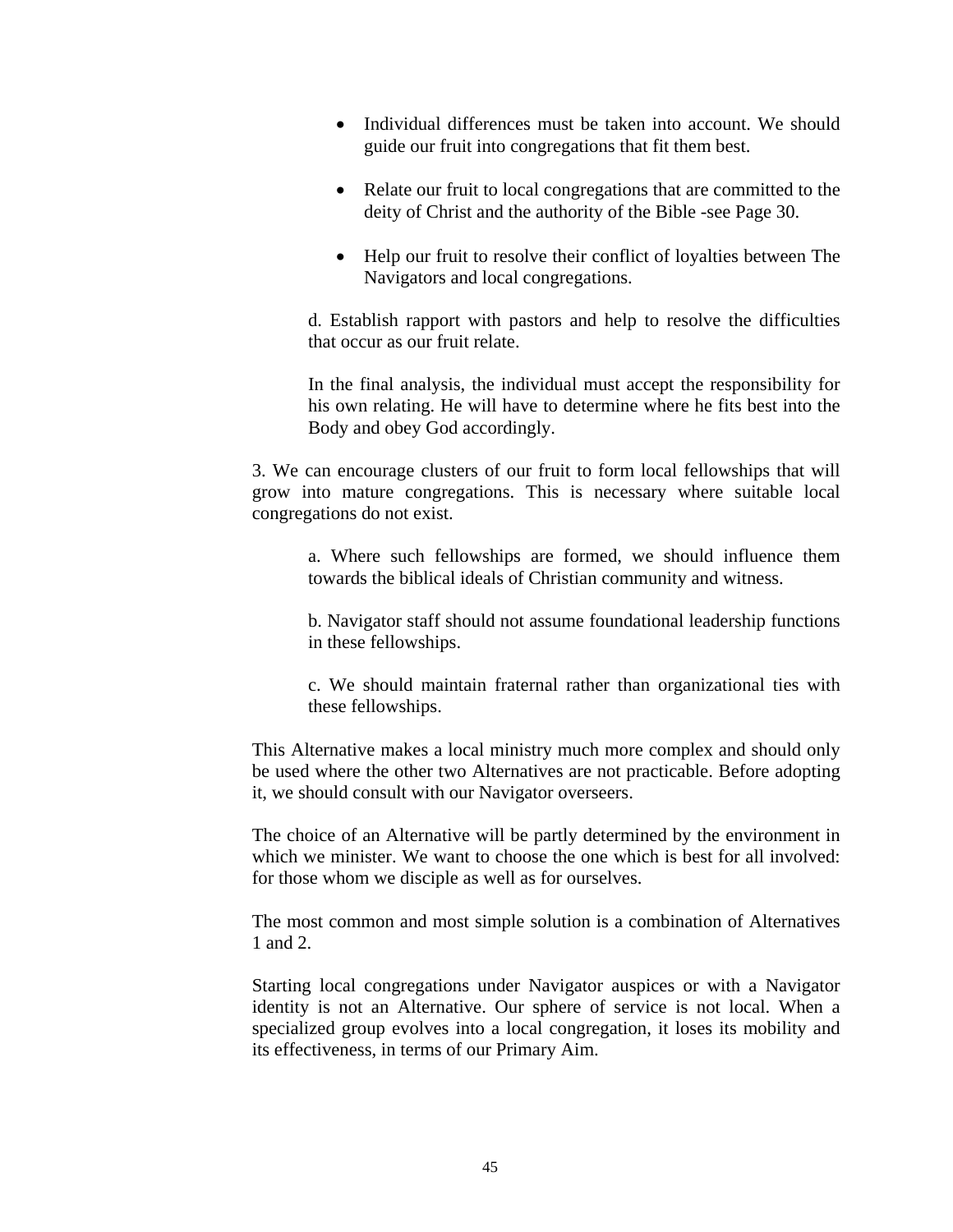- Individual differences must be taken into account. We should guide our fruit into congregations that fit them best.

- Relate our fruit to local congregations that are committed to the deity of Christ and the authority of the Bible -see Page 30.

- Help our fruit to resolve their conflict of loyalties between The Navigators and local congregations.

d. Establish rapport with pastors and help to resolve the difficulties that occur as our fruit relate.

In the final analysis, the individual must accept the responsibility for his own relating. He will have to determine where he fits best into the Body and obey God accordingly.

3. We can encourage clusters of our fruit to form local fellowships that will grow into mature congregations. This is necessary where suitable local congregations do not exist.

a. Where such fellowships are formed, we should influence them towards the biblical ideals of Christian community and witness.

b. Navigator staff should not assume foundational leadership functions in these fellowships.

c. We should maintain fraternal rather than organizational ties with these fellowships.

This Alternative makes a local ministry much more complex and should only be used where the other two Alternatives are not practicable. Before adopting it, we should consult with our Navigator overseers.

The choice of an Alternative will be partly determined by the environment in which we minister. We want to choose the one which is best for all involved: for those whom we disciple as well as for ourselves.

The most common and most simple solution is a combination of Alternatives 1 and 2.

Starting local congregations under Navigator auspices or with a Navigator identity is not an Alternative. Our sphere of service is not local. When a specialized group evolves into a local congregation, it loses its mobility and its effectiveness, in terms of our Primary Aim.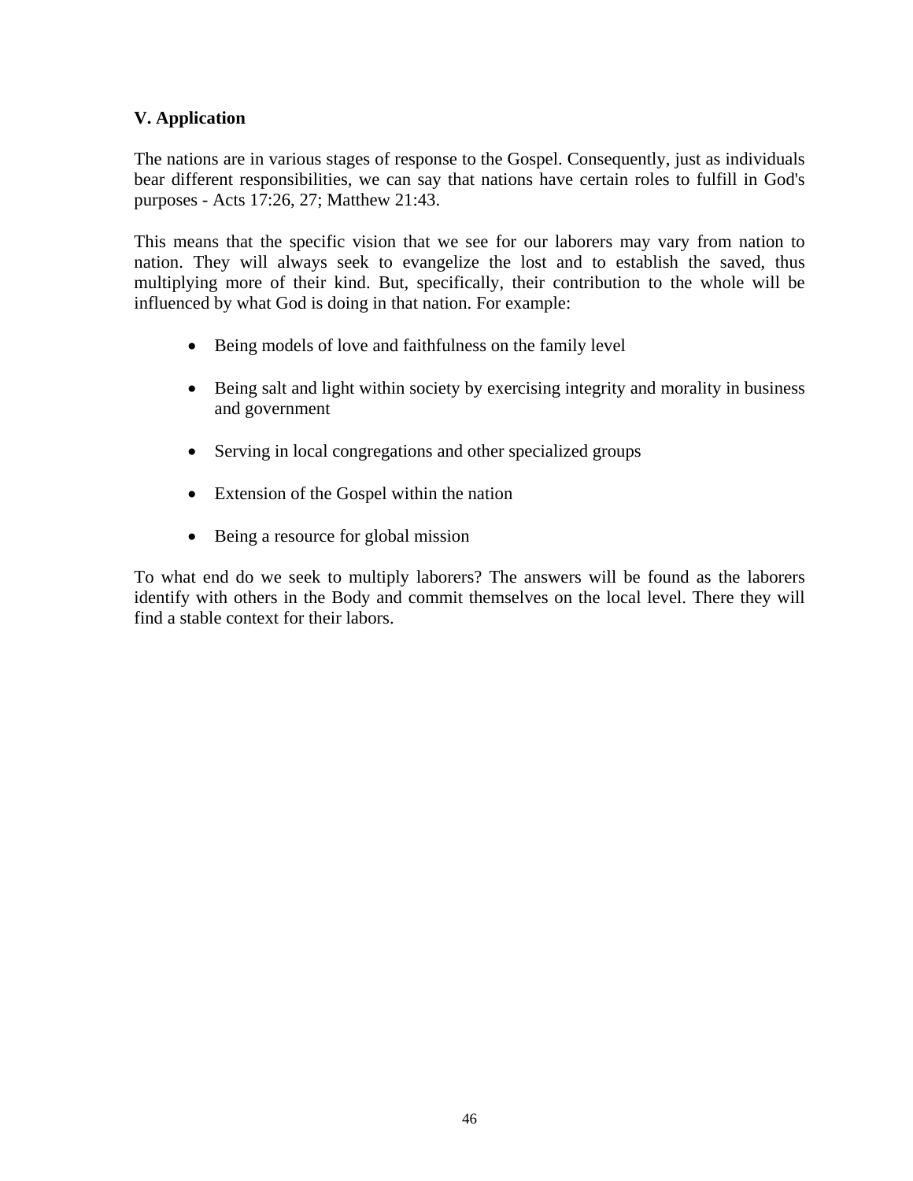### V. Application

The nations are in various stages of response to the Gospel. Consequently, just as individuals bear different responsibilities, we can say that nations have certain roles to fulfill in God's purposes - Acts 17:26, 27; Matthew 21:43.

This means that the specific vision that we see for our laborers may vary from nation to nation. They will always seek to evangelize the lost and to establish the saved, thus multiplying more of their kind. But, specifically, their contribution to the whole will be influenced by what God is doing in that nation. For example:

- Being models of love and faithfulness on the family level
- Being salt and light within society by exercising integrity and morality in business and government
- Serving in local congregations and other specialized groups
- Extension of the Gospel within the nation
- Being a resource for global mission

To what end do we seek to multiply laborers? The answers will be found as the laborers identify with others in the Body and commit themselves on the local level. There they will find a stable context for their labors.